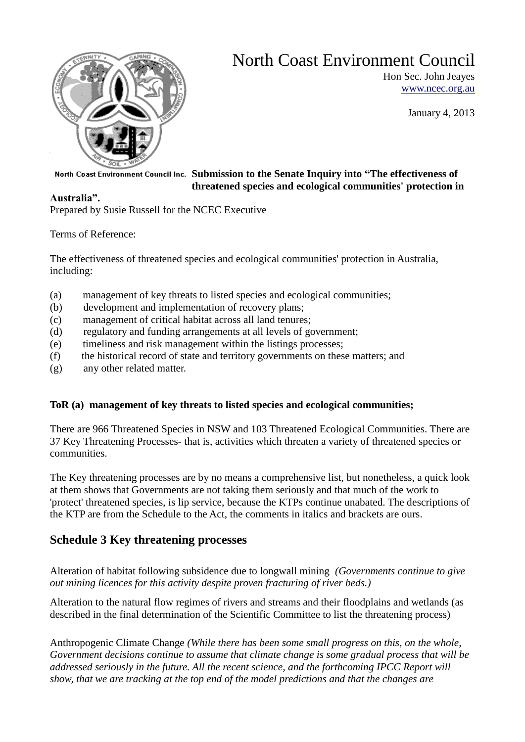# North Coast Environment Council

Hon Sec. John Jeayes
www.ncec.org.au

January 4, 2013

North Coast Environment Council Inc.

**Submission to the Senate Inquiry into "The effectiveness of threatened species and ecological communities' protection in Australia".**

Prepared by Susie Russell for the NCEC Executive

Terms of Reference:

The effectiveness of threatened species and ecological communities' protection in Australia, including:

- (a) management of key threats to listed species and ecological communities;
- (b) development and implementation of recovery plans;
- (c) management of critical habitat across all land tenures;
- (d) regulatory and funding arrangements at all levels of government;
- (e) timeliness and risk management within the listings processes;
- (f) the historical record of state and territory governments on these matters; and
- (g) any other related matter.

**ToR (a) management of key threats to listed species and ecological communities;**

There are 966 Threatened Species in NSW and 103 Threatened Ecological Communities. There are 37 Key Threatening Processes- that is, activities which threaten a variety of threatened species or communities.

The Key threatening processes are by no means a comprehensive list, but nonetheless, a quick look at them shows that Governments are not taking them seriously and that much of the work to 'protect' threatened species, is lip service, because the KTPs continue unabated. The descriptions of the KTP are from the Schedule to the Act, the comments in italics and brackets are ours.

## Schedule 3 Key threatening processes

Alteration of habitat following subsidence due to longwall mining *(Governments continue to give out mining licences for this activity despite proven fracturing of river beds.)*

Alteration to the natural flow regimes of rivers and streams and their floodplains and wetlands (as described in the final determination of the Scientific Committee to list the threatening process)

Anthropogenic Climate Change *(While there has been some small progress on this, on the whole, Government decisions continue to assume that climate change is some gradual process that will be addressed seriously in the future. All the recent science, and the forthcoming IPCC Report will show, that we are tracking at the top end of the model predictions and that the changes are*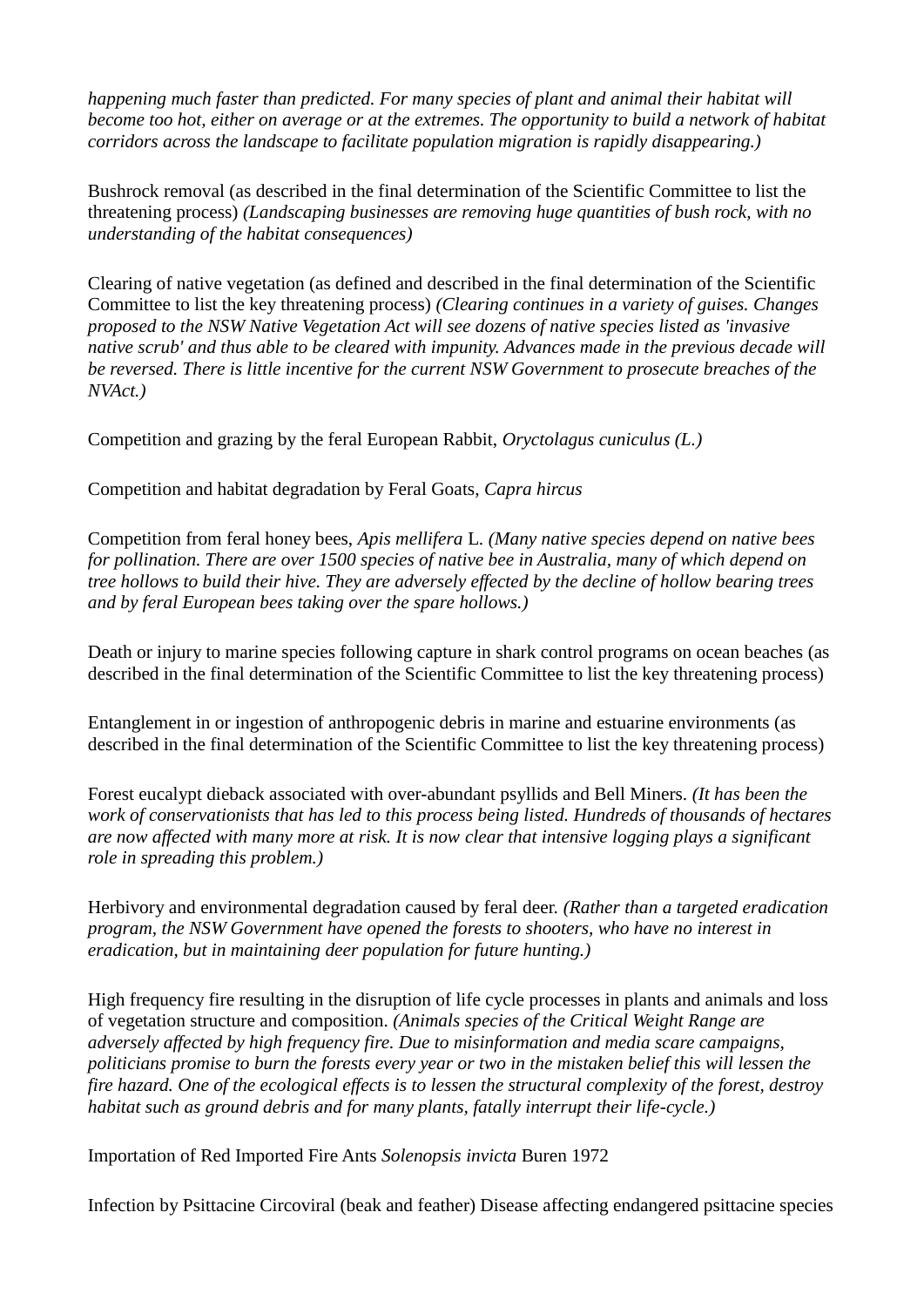*happening much faster than predicted. For many species of plant and animal their habitat will become too hot, either on average or at the extremes. The opportunity to build a network of habitat corridors across the landscape to facilitate population migration is rapidly disappearing.)*

Bushrock removal (as described in the final determination of the Scientific Committee to list the threatening process) *(Landscaping businesses are removing huge quantities of bush rock, with no understanding of the habitat consequences)*

Clearing of native vegetation (as defined and described in the final determination of the Scientific Committee to list the key threatening process) *(Clearing continues in a variety of guises. Changes proposed to the NSW Native Vegetation Act will see dozens of native species listed as 'invasive native scrub' and thus able to be cleared with impunity. Advances made in the previous decade will be reversed. There is little incentive for the current NSW Government to prosecute breaches of the NVAct.)*

Competition and grazing by the feral European Rabbit, *Oryctolagus cuniculus (L.)*

Competition and habitat degradation by Feral Goats, *Capra hircus*

Competition from feral honey bees, *Apis mellifera* L. *(Many native species depend on native bees for pollination. There are over 1500 species of native bee in Australia, many of which depend on tree hollows to build their hive. They are adversely effected by the decline of hollow bearing trees and by feral European bees taking over the spare hollows.)*

Death or injury to marine species following capture in shark control programs on ocean beaches (as described in the final determination of the Scientific Committee to list the key threatening process)

Entanglement in or ingestion of anthropogenic debris in marine and estuarine environments (as described in the final determination of the Scientific Committee to list the key threatening process)

Forest eucalypt dieback associated with over-abundant psyllids and Bell Miners. *(It has been the work of conservationists that has led to this process being listed. Hundreds of thousands of hectares are now affected with many more at risk. It is now clear that intensive logging plays a significant role in spreading this problem.)*

Herbivory and environmental degradation caused by feral deer. *(Rather than a targeted eradication program, the NSW Government have opened the forests to shooters, who have no interest in eradication, but in maintaining deer population for future hunting.)*

High frequency fire resulting in the disruption of life cycle processes in plants and animals and loss of vegetation structure and composition. *(Animals species of the Critical Weight Range are adversely affected by high frequency fire. Due to misinformation and media scare campaigns, politicians promise to burn the forests every year or two in the mistaken belief this will lessen the fire hazard. One of the ecological effects is to lessen the structural complexity of the forest, destroy habitat such as ground debris and for many plants, fatally interrupt their life-cycle.)*

Importation of Red Imported Fire Ants *Solenopsis invicta* Buren 1972

Infection by Psittacine Circoviral (beak and feather) Disease affecting endangered psittacine species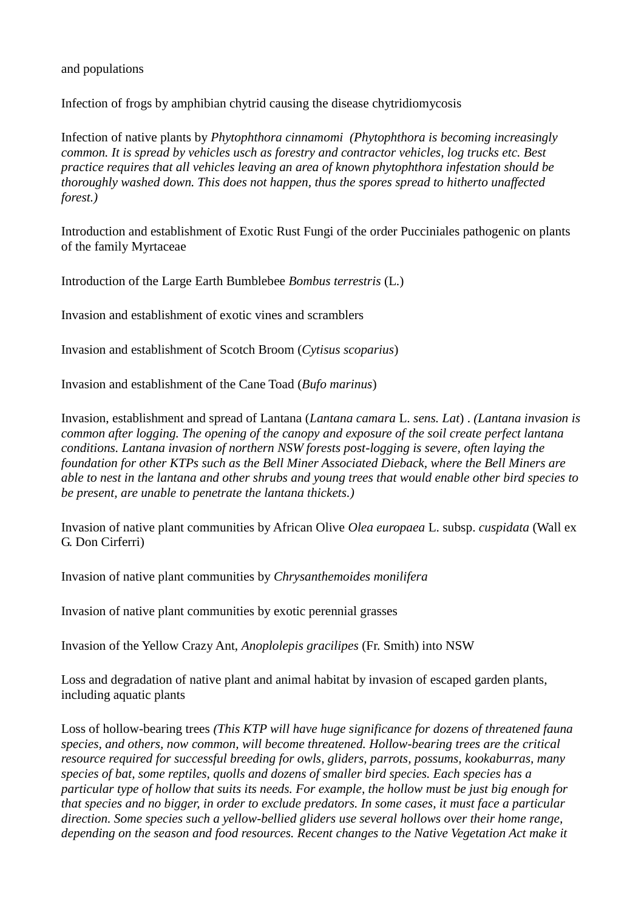and populations

Infection of frogs by amphibian chytrid causing the disease chytridiomycosis

Infection of native plants by *Phytophthora cinnamomi* *(Phytophthora is becoming increasingly common. It is spread by vehicles usch as forestry and contractor vehicles, log trucks etc. Best practice requires that all vehicles leaving an area of known phytophthora infestation should be thoroughly washed down. This does not happen, thus the spores spread to hitherto unaffected forest.)*

Introduction and establishment of Exotic Rust Fungi of the order Pucciniales pathogenic on plants of the family Myrtaceae

Introduction of the Large Earth Bumblebee *Bombus terrestris* (L.)

Invasion and establishment of exotic vines and scramblers

Invasion and establishment of Scotch Broom (*Cytisus scoparius*)

Invasion and establishment of the Cane Toad (*Bufo marinus*)

Invasion, establishment and spread of Lantana (*Lantana camara* L. *sens. Lat*) . *(Lantana invasion is common after logging. The opening of the canopy and exposure of the soil create perfect lantana conditions. Lantana invasion of northern NSW forests post-logging is severe, often laying the foundation for other KTPs such as the Bell Miner Associated Dieback, where the Bell Miners are able to nest in the lantana and other shrubs and young trees that would enable other bird species to be present, are unable to penetrate the lantana thickets.)*

Invasion of native plant communities by African Olive *Olea europaea* L. subsp. *cuspidata* (Wall ex G. Don Cirferri)

Invasion of native plant communities by *Chrysanthemoides monilifera*

Invasion of native plant communities by exotic perennial grasses

Invasion of the Yellow Crazy Ant, *Anoplolepis gracilipes* (Fr. Smith) into NSW

Loss and degradation of native plant and animal habitat by invasion of escaped garden plants, including aquatic plants

Loss of hollow-bearing trees *(This KTP will have huge significance for dozens of threatened fauna species, and others, now common, will become threatened. Hollow-bearing trees are the critical resource required for successful breeding for owls, gliders, parrots, possums, kookaburras, many species of bat, some reptiles, quolls and dozens of smaller bird species. Each species has a particular type of hollow that suits its needs. For example, the hollow must be just big enough for that species and no bigger, in order to exclude predators. In some cases, it must face a particular direction. Some species such a yellow-bellied gliders use several hollows over their home range, depending on the season and food resources. Recent changes to the Native Vegetation Act make it*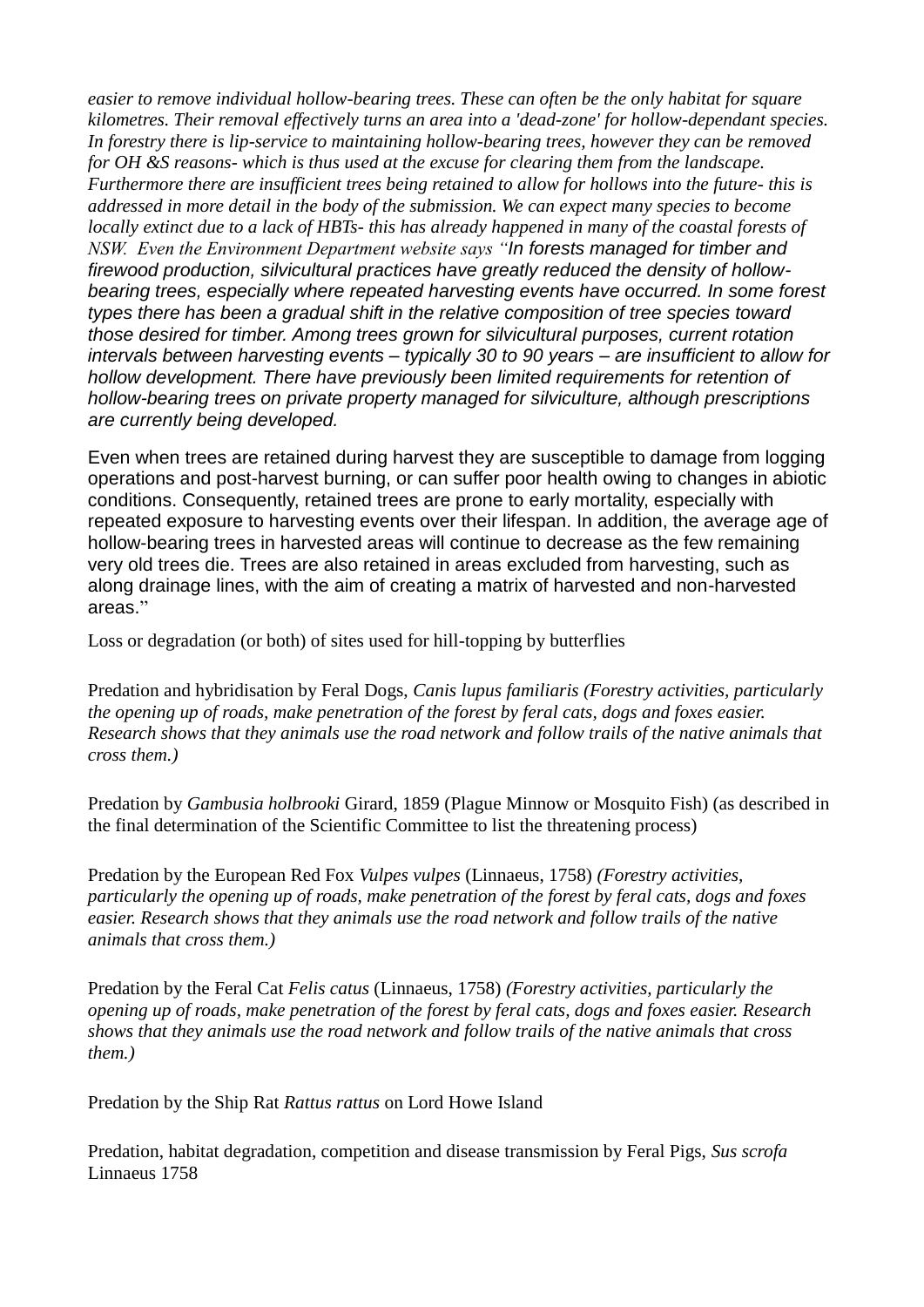*easier to remove individual hollow-bearing trees. These can often be the only habitat for square kilometres. Their removal effectively turns an area into a 'dead-zone' for hollow-dependant species. In forestry there is lip-service to maintaining hollow-bearing trees, however they can be removed for OH &S reasons- which is thus used at the excuse for clearing them from the landscape. Furthermore there are insufficient trees being retained to allow for hollows into the future- this is addressed in more detail in the body of the submission. We can expect many species to become locally extinct due to a lack of HBTs- this has already happened in many of the coastal forests of NSW. Even the Environment Department website says "In forests managed for timber and firewood production, silvicultural practices have greatly reduced the density of hollow-bearing trees, especially where repeated harvesting events have occurred. In some forest types there has been a gradual shift in the relative composition of tree species toward those desired for timber. Among trees grown for silvicultural purposes, current rotation intervals between harvesting events – typically 30 to 90 years – are insufficient to allow for hollow development. There have previously been limited requirements for retention of hollow-bearing trees on private property managed for silviculture, although prescriptions are currently being developed.*

Even when trees are retained during harvest they are susceptible to damage from logging operations and post-harvest burning, or can suffer poor health owing to changes in abiotic conditions. Consequently, retained trees are prone to early mortality, especially with repeated exposure to harvesting events over their lifespan. In addition, the average age of hollow-bearing trees in harvested areas will continue to decrease as the few remaining very old trees die. Trees are also retained in areas excluded from harvesting, such as along drainage lines, with the aim of creating a matrix of harvested and non-harvested areas."

Loss or degradation (or both) of sites used for hill-topping by butterflies

Predation and hybridisation by Feral Dogs, *Canis lupus familiaris (Forestry activities, particularly the opening up of roads, make penetration of the forest by feral cats, dogs and foxes easier. Research shows that they animals use the road network and follow trails of the native animals that cross them.)*

Predation by *Gambusia holbrooki* Girard, 1859 (Plague Minnow or Mosquito Fish) (as described in the final determination of the Scientific Committee to list the threatening process)

Predation by the European Red Fox *Vulpes vulpes* (Linnaeus, 1758) *(Forestry activities, particularly the opening up of roads, make penetration of the forest by feral cats, dogs and foxes easier. Research shows that they animals use the road network and follow trails of the native animals that cross them.)*

Predation by the Feral Cat *Felis catus* (Linnaeus, 1758) *(Forestry activities, particularly the opening up of roads, make penetration of the forest by feral cats, dogs and foxes easier. Research shows that they animals use the road network and follow trails of the native animals that cross them.)*

Predation by the Ship Rat *Rattus rattus* on Lord Howe Island

Predation, habitat degradation, competition and disease transmission by Feral Pigs, *Sus scrofa* Linnaeus 1758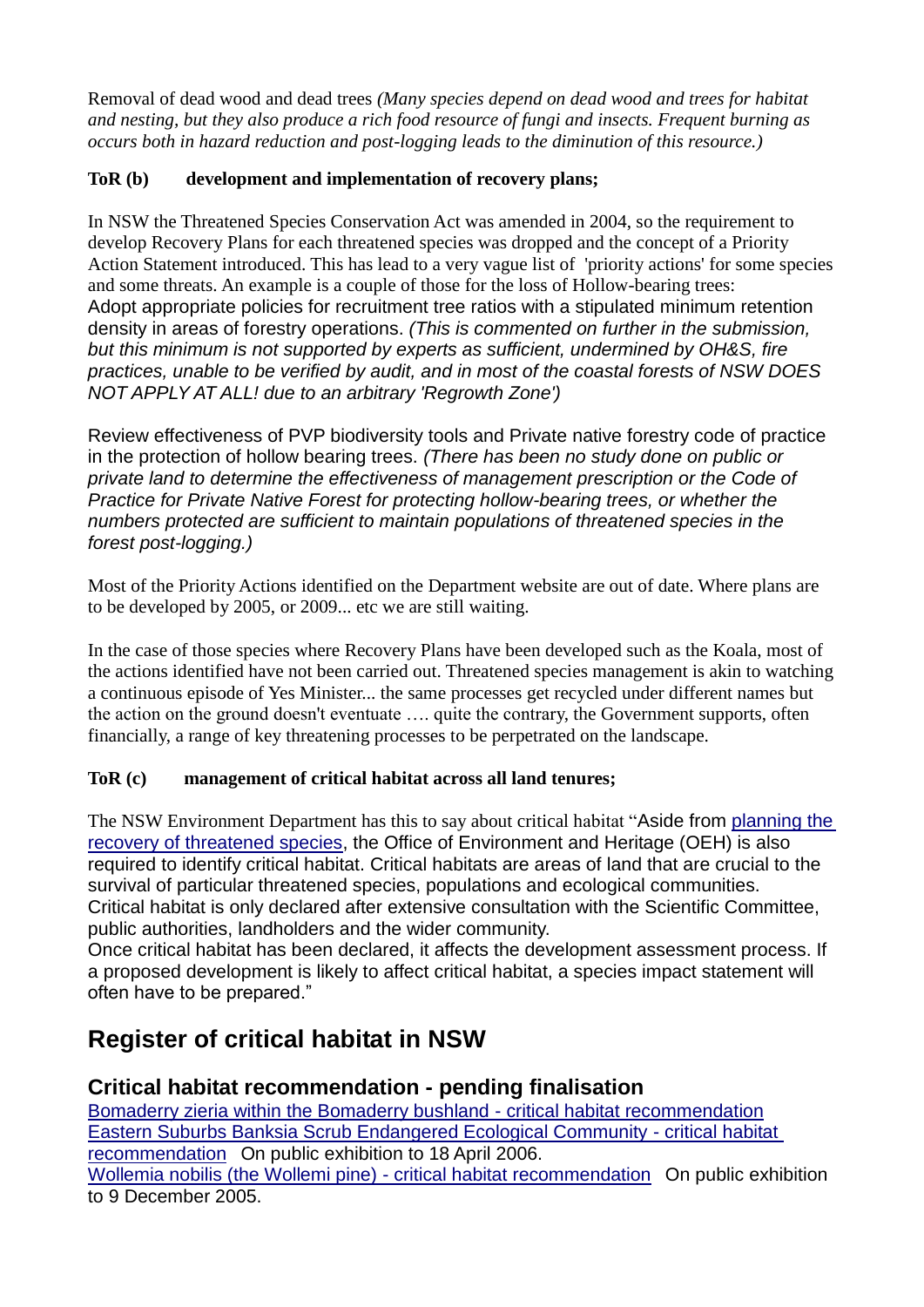Removal of dead wood and dead trees *(Many species depend on dead wood and trees for habitat and nesting, but they also produce a rich food resource of fungi and insects. Frequent burning as occurs both in hazard reduction and post-logging leads to the diminution of this resource.)*

**ToR (b) development and implementation of recovery plans;**

In NSW the Threatened Species Conservation Act was amended in 2004, so the requirement to develop Recovery Plans for each threatened species was dropped and the concept of a Priority Action Statement introduced. This has lead to a very vague list of 'priority actions' for some species and some threats. An example is a couple of those for the loss of Hollow-bearing trees:
Adopt appropriate policies for recruitment tree ratios with a stipulated minimum retention density in areas of forestry operations. *(This is commented on further in the submission, but this minimum is not supported by experts as sufficient, undermined by OH&S, fire practices, unable to be verified by audit, and in most of the coastal forests of NSW DOES NOT APPLY AT ALL! due to an arbitrary 'Regrowth Zone')*

Review effectiveness of PVP biodiversity tools and Private native forestry code of practice in the protection of hollow bearing trees. *(There has been no study done on public or private land to determine the effectiveness of management prescription or the Code of Practice for Private Native Forest for protecting hollow-bearing trees, or whether the numbers protected are sufficient to maintain populations of threatened species in the forest post-logging.)*

Most of the Priority Actions identified on the Department website are out of date. Where plans are to be developed by 2005, or 2009... etc we are still waiting.

In the case of those species where Recovery Plans have been developed such as the Koala, most of the actions identified have not been carried out. Threatened species management is akin to watching a continuous episode of Yes Minister... the same processes get recycled under different names but the action on the ground doesn't eventuate …. quite the contrary, the Government supports, often financially, a range of key threatening processes to be perpetrated on the landscape.

**ToR (c) management of critical habitat across all land tenures;**

The NSW Environment Department has this to say about critical habitat "Aside from planning the recovery of threatened species, the Office of Environment and Heritage (OEH) is also required to identify critical habitat. Critical habitats are areas of land that are crucial to the survival of particular threatened species, populations and ecological communities. Critical habitat is only declared after extensive consultation with the Scientific Committee, public authorities, landholders and the wider community.
Once critical habitat has been declared, it affects the development assessment process. If a proposed development is likely to affect critical habitat, a species impact statement will often have to be prepared."

## Register of critical habitat in NSW

### Critical habitat recommendation - pending finalisation

Bomaderry zieria within the Bomaderry bushland - critical habitat recommendation
Eastern Suburbs Banksia Scrub Endangered Ecological Community - critical habitat recommendation On public exhibition to 18 April 2006.
Wollemia nobilis (the Wollemi pine) - critical habitat recommendation On public exhibition to 9 December 2005.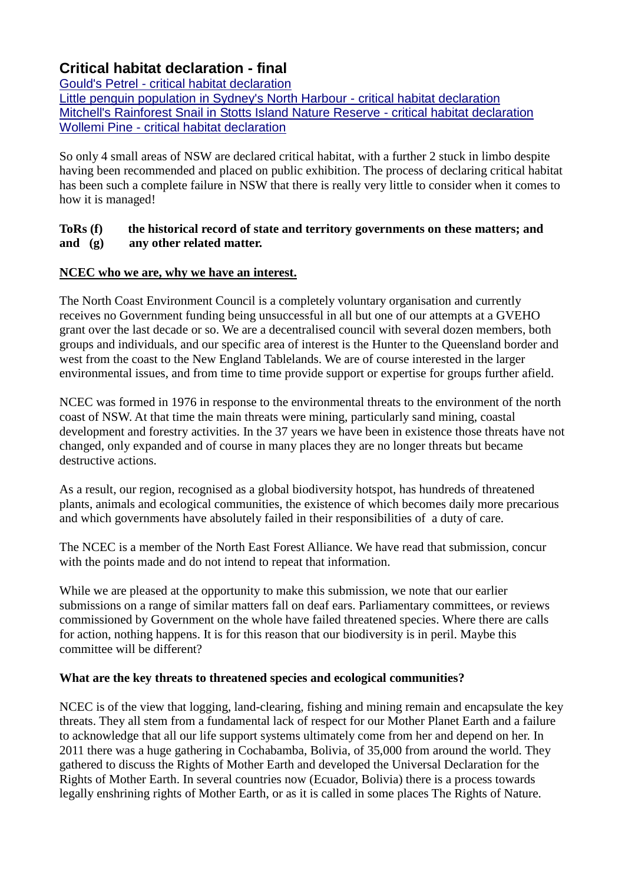## Critical habitat declaration - final

[Gould's Petrel - critical habitat declaration](#)
[Little penguin population in Sydney's North Harbour - critical habitat declaration](#)
[Mitchell's Rainforest Snail in Stotts Island Nature Reserve - critical habitat declaration](#)
[Wollemi Pine - critical habitat declaration](#)

So only 4 small areas of NSW are declared critical habitat, with a further 2 stuck in limbo despite having been recommended and placed on public exhibition. The process of declaring critical habitat has been such a complete failure in NSW that there is really very little to consider when it comes to how it is managed!

**ToRs (f) the historical record of state and territory governments on these matters; and**
**and (g) any other related matter.**

**<u>NCEC who we are, why we have an interest.</u>**

The North Coast Environment Council is a completely voluntary organisation and currently receives no Government funding being unsuccessful in all but one of our attempts at a GVEHO grant over the last decade or so. We are a decentralised council with several dozen members, both groups and individuals, and our specific area of interest is the Hunter to the Queensland border and west from the coast to the New England Tablelands. We are of course interested in the larger environmental issues, and from time to time provide support or expertise for groups further afield.

NCEC was formed in 1976 in response to the environmental threats to the environment of the north coast of NSW. At that time the main threats were mining, particularly sand mining, coastal development and forestry activities. In the 37 years we have been in existence those threats have not changed, only expanded and of course in many places they are no longer threats but became destructive actions.

As a result, our region, recognised as a global biodiversity hotspot, has hundreds of threatened plants, animals and ecological communities, the existence of which becomes daily more precarious and which governments have absolutely failed in their responsibilities of a duty of care.

The NCEC is a member of the North East Forest Alliance. We have read that submission, concur with the points made and do not intend to repeat that information.

While we are pleased at the opportunity to make this submission, we note that our earlier submissions on a range of similar matters fall on deaf ears. Parliamentary committees, or reviews commissioned by Government on the whole have failed threatened species. Where there are calls for action, nothing happens. It is for this reason that our biodiversity is in peril. Maybe this committee will be different?

**What are the key threats to threatened species and ecological communities?**

NCEC is of the view that logging, land-clearing, fishing and mining remain and encapsulate the key threats. They all stem from a fundamental lack of respect for our Mother Planet Earth and a failure to acknowledge that all our life support systems ultimately come from her and depend on her. In 2011 there was a huge gathering in Cochabamba, Bolivia, of 35,000 from around the world. They gathered to discuss the Rights of Mother Earth and developed the Universal Declaration for the Rights of Mother Earth. In several countries now (Ecuador, Bolivia) there is a process towards legally enshrining rights of Mother Earth, or as it is called in some places The Rights of Nature.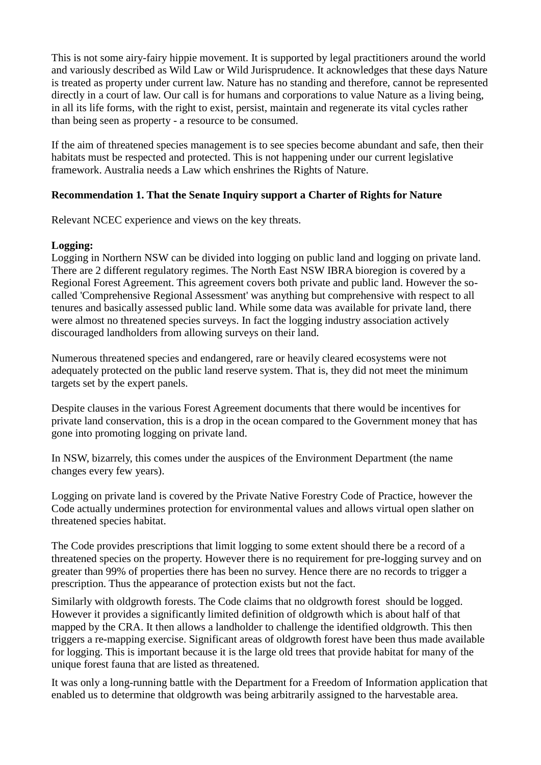This is not some airy-fairy hippie movement. It is supported by legal practitioners around the world and variously described as Wild Law or Wild Jurisprudence. It acknowledges that these days Nature is treated as property under current law. Nature has no standing and therefore, cannot be represented directly in a court of law. Our call is for humans and corporations to value Nature as a living being, in all its life forms, with the right to exist, persist, maintain and regenerate its vital cycles rather than being seen as property - a resource to be consumed.

If the aim of threatened species management is to see species become abundant and safe, then their habitats must be respected and protected. This is not happening under our current legislative framework. Australia needs a Law which enshrines the Rights of Nature.

**Recommendation 1. That the Senate Inquiry support a Charter of Rights for Nature**

Relevant NCEC experience and views on the key threats.

**Logging:**
Logging in Northern NSW can be divided into logging on public land and logging on private land. There are 2 different regulatory regimes. The North East NSW IBRA bioregion is covered by a Regional Forest Agreement. This agreement covers both private and public land. However the so-called 'Comprehensive Regional Assessment' was anything but comprehensive with respect to all tenures and basically assessed public land. While some data was available for private land, there were almost no threatened species surveys. In fact the logging industry association actively discouraged landholders from allowing surveys on their land.

Numerous threatened species and endangered, rare or heavily cleared ecosystems were not adequately protected on the public land reserve system. That is, they did not meet the minimum targets set by the expert panels.

Despite clauses in the various Forest Agreement documents that there would be incentives for private land conservation, this is a drop in the ocean compared to the Government money that has gone into promoting logging on private land.

In NSW, bizarrely, this comes under the auspices of the Environment Department (the name changes every few years).

Logging on private land is covered by the Private Native Forestry Code of Practice, however the Code actually undermines protection for environmental values and allows virtual open slather on threatened species habitat.

The Code provides prescriptions that limit logging to some extent should there be a record of a threatened species on the property. However there is no requirement for pre-logging survey and on greater than 99% of properties there has been no survey. Hence there are no records to trigger a prescription. Thus the appearance of protection exists but not the fact.

Similarly with oldgrowth forests. The Code claims that no oldgrowth forest should be logged. However it provides a significantly limited definition of oldgrowth which is about half of that mapped by the CRA. It then allows a landholder to challenge the identified oldgrowth. This then triggers a re-mapping exercise. Significant areas of oldgrowth forest have been thus made available for logging. This is important because it is the large old trees that provide habitat for many of the unique forest fauna that are listed as threatened.

It was only a long-running battle with the Department for a Freedom of Information application that enabled us to determine that oldgrowth was being arbitrarily assigned to the harvestable area.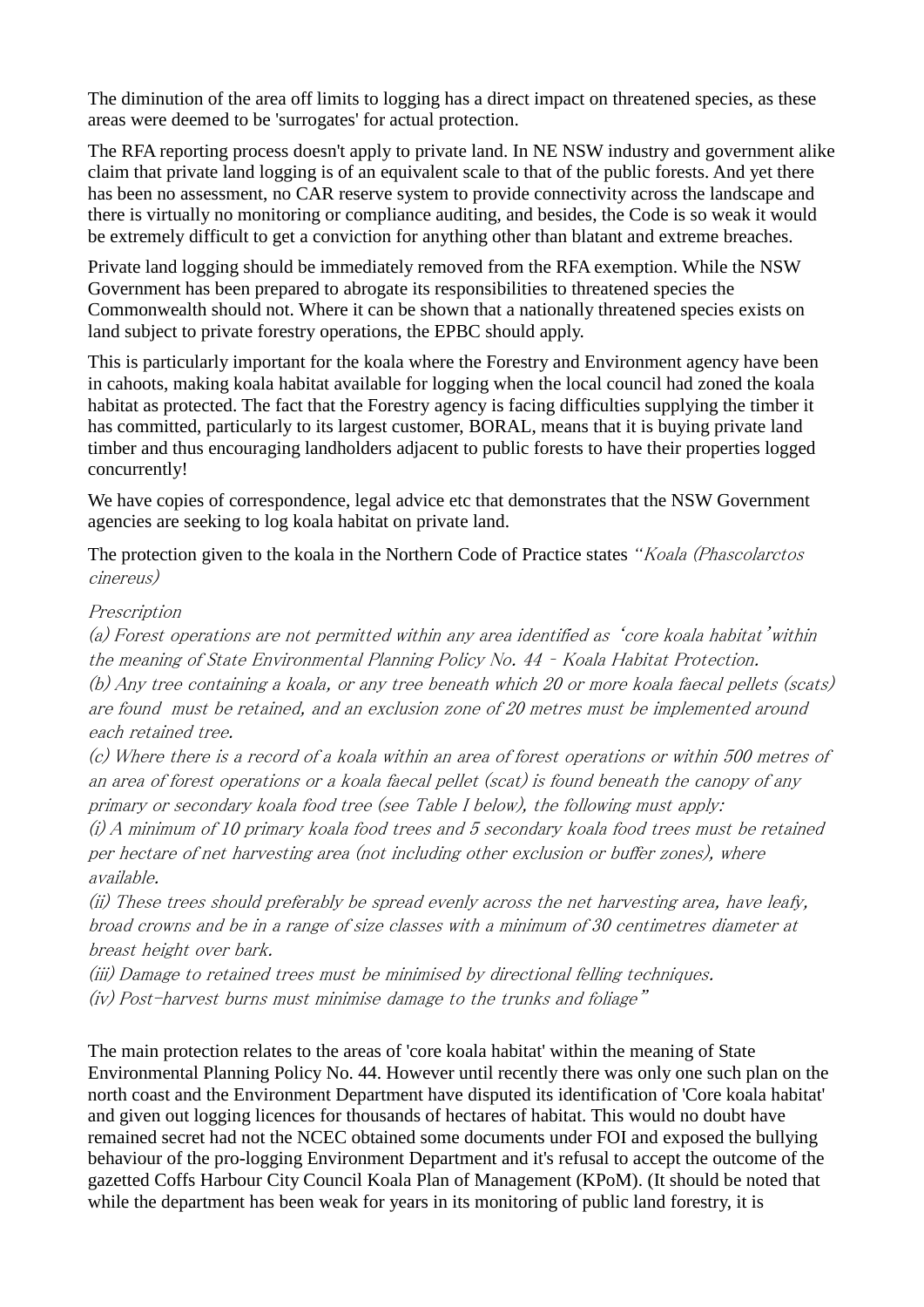The diminution of the area off limits to logging has a direct impact on threatened species, as these areas were deemed to be 'surrogates' for actual protection.

The RFA reporting process doesn't apply to private land. In NE NSW industry and government alike claim that private land logging is of an equivalent scale to that of the public forests. And yet there has been no assessment, no CAR reserve system to provide connectivity across the landscape and there is virtually no monitoring or compliance auditing, and besides, the Code is so weak it would be extremely difficult to get a conviction for anything other than blatant and extreme breaches.

Private land logging should be immediately removed from the RFA exemption. While the NSW Government has been prepared to abrogate its responsibilities to threatened species the Commonwealth should not. Where it can be shown that a nationally threatened species exists on land subject to private forestry operations, the EPBC should apply.

This is particularly important for the koala where the Forestry and Environment agency have been in cahoots, making koala habitat available for logging when the local council had zoned the koala habitat as protected. The fact that the Forestry agency is facing difficulties supplying the timber it has committed, particularly to its largest customer, BORAL, means that it is buying private land timber and thus encouraging landholders adjacent to public forests to have their properties logged concurrently!

We have copies of correspondence, legal advice etc that demonstrates that the NSW Government agencies are seeking to log koala habitat on private land.

The protection given to the koala in the Northern Code of Practice states *"Koala (Phascolarctos cinereus)*

*Prescription*
*(a) Forest operations are not permitted within any area identified as 'core koala habitat' within the meaning of State Environmental Planning Policy No. 44 - Koala Habitat Protection.*
*(b) Any tree containing a koala, or any tree beneath which 20 or more koala faecal pellets (scats) are found must be retained, and an exclusion zone of 20 metres must be implemented around each retained tree.*
*(c) Where there is a record of a koala within an area of forest operations or within 500 metres of an area of forest operations or a koala faecal pellet (scat) is found beneath the canopy of any primary or secondary koala food tree (see Table I below), the following must apply:*
*(i) A minimum of 10 primary koala food trees and 5 secondary koala food trees must be retained per hectare of net harvesting area (not including other exclusion or buffer zones), where available.*
*(ii) These trees should preferably be spread evenly across the net harvesting area, have leafy, broad crowns and be in a range of size classes with a minimum of 30 centimetres diameter at breast height over bark.*
*(iii) Damage to retained trees must be minimised by directional felling techniques.*
*(iv) Post-harvest burns must minimise damage to the trunks and foliage"*

The main protection relates to the areas of 'core koala habitat' within the meaning of State Environmental Planning Policy No. 44. However until recently there was only one such plan on the north coast and the Environment Department have disputed its identification of 'Core koala habitat' and given out logging licences for thousands of hectares of habitat. This would no doubt have remained secret had not the NCEC obtained some documents under FOI and exposed the bullying behaviour of the pro-logging Environment Department and it's refusal to accept the outcome of the gazetted Coffs Harbour City Council Koala Plan of Management (KPoM). (It should be noted that while the department has been weak for years in its monitoring of public land forestry, it is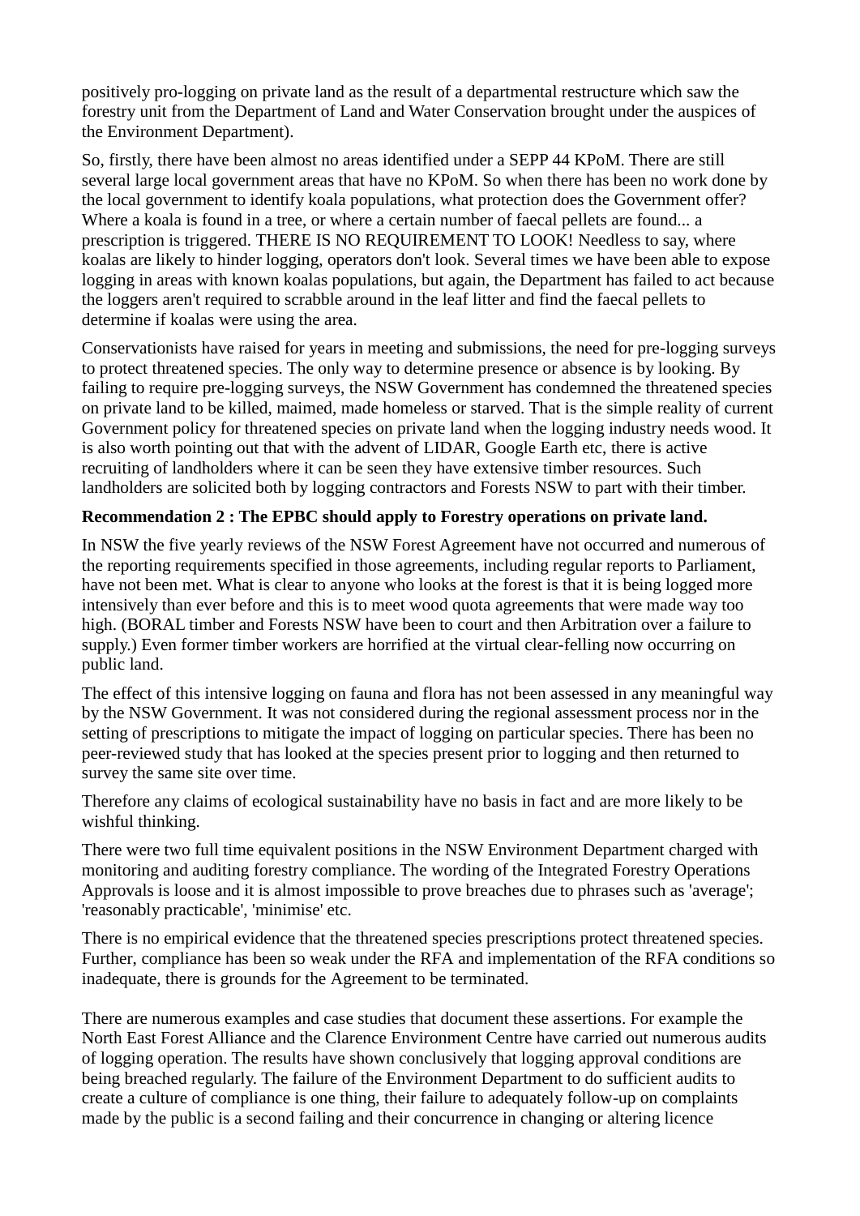positively pro-logging on private land as the result of a departmental restructure which saw the forestry unit from the Department of Land and Water Conservation brought under the auspices of the Environment Department).

So, firstly, there have been almost no areas identified under a SEPP 44 KPoM. There are still several large local government areas that have no KPoM. So when there has been no work done by the local government to identify koala populations, what protection does the Government offer? Where a koala is found in a tree, or where a certain number of faecal pellets are found... a prescription is triggered. THERE IS NO REQUIREMENT TO LOOK! Needless to say, where koalas are likely to hinder logging, operators don't look. Several times we have been able to expose logging in areas with known koalas populations, but again, the Department has failed to act because the loggers aren't required to scrabble around in the leaf litter and find the faecal pellets to determine if koalas were using the area.

Conservationists have raised for years in meeting and submissions, the need for pre-logging surveys to protect threatened species. The only way to determine presence or absence is by looking. By failing to require pre-logging surveys, the NSW Government has condemned the threatened species on private land to be killed, maimed, made homeless or starved. That is the simple reality of current Government policy for threatened species on private land when the logging industry needs wood. It is also worth pointing out that with the advent of LIDAR, Google Earth etc, there is active recruiting of landholders where it can be seen they have extensive timber resources. Such landholders are solicited both by logging contractors and Forests NSW to part with their timber.

**Recommendation 2 : The EPBC should apply to Forestry operations on private land.**

In NSW the five yearly reviews of the NSW Forest Agreement have not occurred and numerous of the reporting requirements specified in those agreements, including regular reports to Parliament, have not been met. What is clear to anyone who looks at the forest is that it is being logged more intensively than ever before and this is to meet wood quota agreements that were made way too high. (BORAL timber and Forests NSW have been to court and then Arbitration over a failure to supply.) Even former timber workers are horrified at the virtual clear-felling now occurring on public land.

The effect of this intensive logging on fauna and flora has not been assessed in any meaningful way by the NSW Government. It was not considered during the regional assessment process nor in the setting of prescriptions to mitigate the impact of logging on particular species. There has been no peer-reviewed study that has looked at the species present prior to logging and then returned to survey the same site over time.

Therefore any claims of ecological sustainability have no basis in fact and are more likely to be wishful thinking.

There were two full time equivalent positions in the NSW Environment Department charged with monitoring and auditing forestry compliance. The wording of the Integrated Forestry Operations Approvals is loose and it is almost impossible to prove breaches due to phrases such as 'average'; 'reasonably practicable', 'minimise' etc.

There is no empirical evidence that the threatened species prescriptions protect threatened species. Further, compliance has been so weak under the RFA and implementation of the RFA conditions so inadequate, there is grounds for the Agreement to be terminated.

There are numerous examples and case studies that document these assertions. For example the North East Forest Alliance and the Clarence Environment Centre have carried out numerous audits of logging operation. The results have shown conclusively that logging approval conditions are being breached regularly. The failure of the Environment Department to do sufficient audits to create a culture of compliance is one thing, their failure to adequately follow-up on complaints made by the public is a second failing and their concurrence in changing or altering licence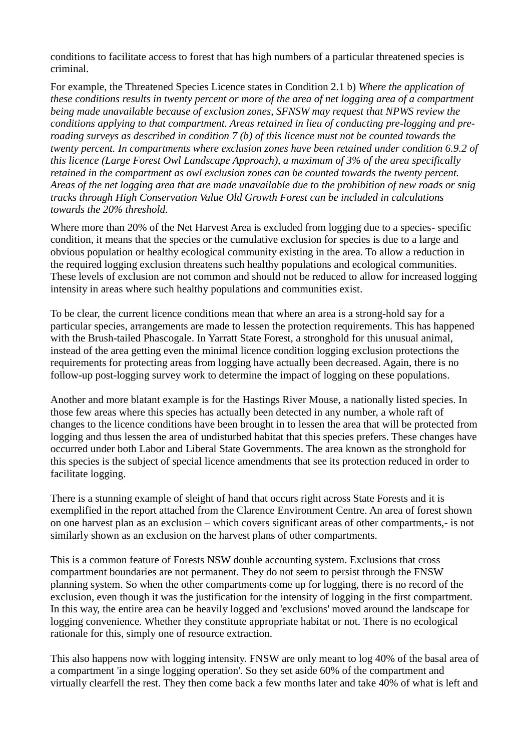conditions to facilitate access to forest that has high numbers of a particular threatened species is criminal.

For example, the Threatened Species Licence states in Condition 2.1 b) *Where the application of these conditions results in twenty percent or more of the area of net logging area of a compartment being made unavailable because of exclusion zones, SFNSW may request that NPWS review the conditions applying to that compartment. Areas retained in lieu of conducting pre-logging and pre-roading surveys as described in condition 7 (b) of this licence must not be counted towards the twenty percent. In compartments where exclusion zones have been retained under condition 6.9.2 of this licence (Large Forest Owl Landscape Approach), a maximum of 3% of the area specifically retained in the compartment as owl exclusion zones can be counted towards the twenty percent. Areas of the net logging area that are made unavailable due to the prohibition of new roads or snig tracks through High Conservation Value Old Growth Forest can be included in calculations towards the 20% threshold.*

Where more than 20% of the Net Harvest Area is excluded from logging due to a species- specific condition, it means that the species or the cumulative exclusion for species is due to a large and obvious population or healthy ecological community existing in the area. To allow a reduction in the required logging exclusion threatens such healthy populations and ecological communities. These levels of exclusion are not common and should not be reduced to allow for increased logging intensity in areas where such healthy populations and communities exist.

To be clear, the current licence conditions mean that where an area is a strong-hold say for a particular species, arrangements are made to lessen the protection requirements. This has happened with the Brush-tailed Phascogale. In Yarratt State Forest, a stronghold for this unusual animal, instead of the area getting even the minimal licence condition logging exclusion protections the requirements for protecting areas from logging have actually been decreased. Again, there is no follow-up post-logging survey work to determine the impact of logging on these populations.

Another and more blatant example is for the Hastings River Mouse, a nationally listed species. In those few areas where this species has actually been detected in any number, a whole raft of changes to the licence conditions have been brought in to lessen the area that will be protected from logging and thus lessen the area of undisturbed habitat that this species prefers. These changes have occurred under both Labor and Liberal State Governments. The area known as the stronghold for this species is the subject of special licence amendments that see its protection reduced in order to facilitate logging.

There is a stunning example of sleight of hand that occurs right across State Forests and it is exemplified in the report attached from the Clarence Environment Centre. An area of forest shown on one harvest plan as an exclusion – which covers significant areas of other compartments,- is not similarly shown as an exclusion on the harvest plans of other compartments.

This is a common feature of Forests NSW double accounting system. Exclusions that cross compartment boundaries are not permanent. They do not seem to persist through the FNSW planning system. So when the other compartments come up for logging, there is no record of the exclusion, even though it was the justification for the intensity of logging in the first compartment. In this way, the entire area can be heavily logged and 'exclusions' moved around the landscape for logging convenience. Whether they constitute appropriate habitat or not. There is no ecological rationale for this, simply one of resource extraction.

This also happens now with logging intensity. FNSW are only meant to log 40% of the basal area of a compartment 'in a singe logging operation'. So they set aside 60% of the compartment and virtually clearfell the rest. They then come back a few months later and take 40% of what is left and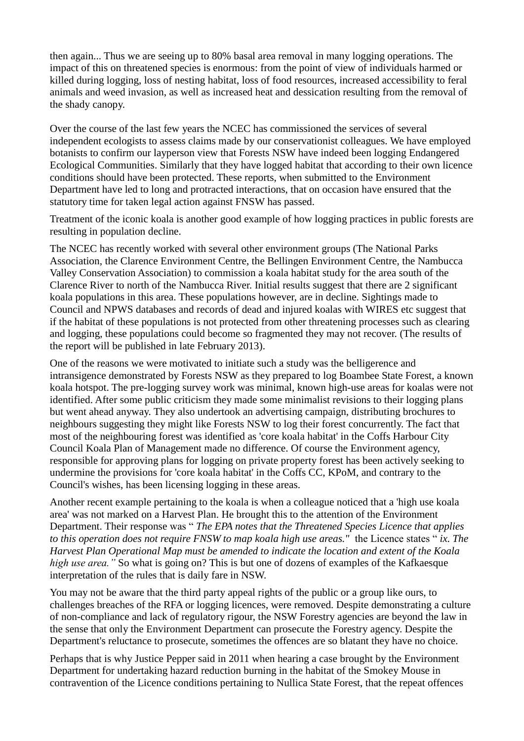then again... Thus we are seeing up to 80% basal area removal in many logging operations. The impact of this on threatened species is enormous: from the point of view of individuals harmed or killed during logging, loss of nesting habitat, loss of food resources, increased accessibility to feral animals and weed invasion, as well as increased heat and dessication resulting from the removal of the shady canopy.

Over the course of the last few years the NCEC has commissioned the services of several independent ecologists to assess claims made by our conservationist colleagues. We have employed botanists to confirm our layperson view that Forests NSW have indeed been logging Endangered Ecological Communities. Similarly that they have logged habitat that according to their own licence conditions should have been protected. These reports, when submitted to the Environment Department have led to long and protracted interactions, that on occasion have ensured that the statutory time for taken legal action against FNSW has passed.

Treatment of the iconic koala is another good example of how logging practices in public forests are resulting in population decline.

The NCEC has recently worked with several other environment groups (The National Parks Association, the Clarence Environment Centre, the Bellingen Environment Centre, the Nambucca Valley Conservation Association) to commission a koala habitat study for the area south of the Clarence River to north of the Nambucca River. Initial results suggest that there are 2 significant koala populations in this area. These populations however, are in decline. Sightings made to Council and NPWS databases and records of dead and injured koalas with WIRES etc suggest that if the habitat of these populations is not protected from other threatening processes such as clearing and logging, these populations could become so fragmented they may not recover. (The results of the report will be published in late February 2013).

One of the reasons we were motivated to initiate such a study was the belligerence and intransigence demonstrated by Forests NSW as they prepared to log Boambee State Forest, a known koala hotspot. The pre-logging survey work was minimal, known high-use areas for koalas were not identified. After some public criticism they made some minimalist revisions to their logging plans but went ahead anyway. They also undertook an advertising campaign, distributing brochures to neighbours suggesting they might like Forests NSW to log their forest concurrently. The fact that most of the neighbouring forest was identified as 'core koala habitat' in the Coffs Harbour City Council Koala Plan of Management made no difference. Of course the Environment agency, responsible for approving plans for logging on private property forest has been actively seeking to undermine the provisions for 'core koala habitat' in the Coffs CC, KPoM, and contrary to the Council's wishes, has been licensing logging in these areas.

Another recent example pertaining to the koala is when a colleague noticed that a 'high use koala area' was not marked on a Harvest Plan. He brought this to the attention of the Environment Department. Their response was " *The EPA notes that the Threatened Species Licence that applies to this operation does not require FNSW to map koala high use areas."* the Licence states " *ix. The Harvest Plan Operational Map must be amended to indicate the location and extent of the Koala high use area."* So what is going on? This is but one of dozens of examples of the Kafkaesque interpretation of the rules that is daily fare in NSW.

You may not be aware that the third party appeal rights of the public or a group like ours, to challenges breaches of the RFA or logging licences, were removed. Despite demonstrating a culture of non-compliance and lack of regulatory rigour, the NSW Forestry agencies are beyond the law in the sense that only the Environment Department can prosecute the Forestry agency. Despite the Department's reluctance to prosecute, sometimes the offences are so blatant they have no choice.

Perhaps that is why Justice Pepper said in 2011 when hearing a case brought by the Environment Department for undertaking hazard reduction burning in the habitat of the Smokey Mouse in contravention of the Licence conditions pertaining to Nullica State Forest, that the repeat offences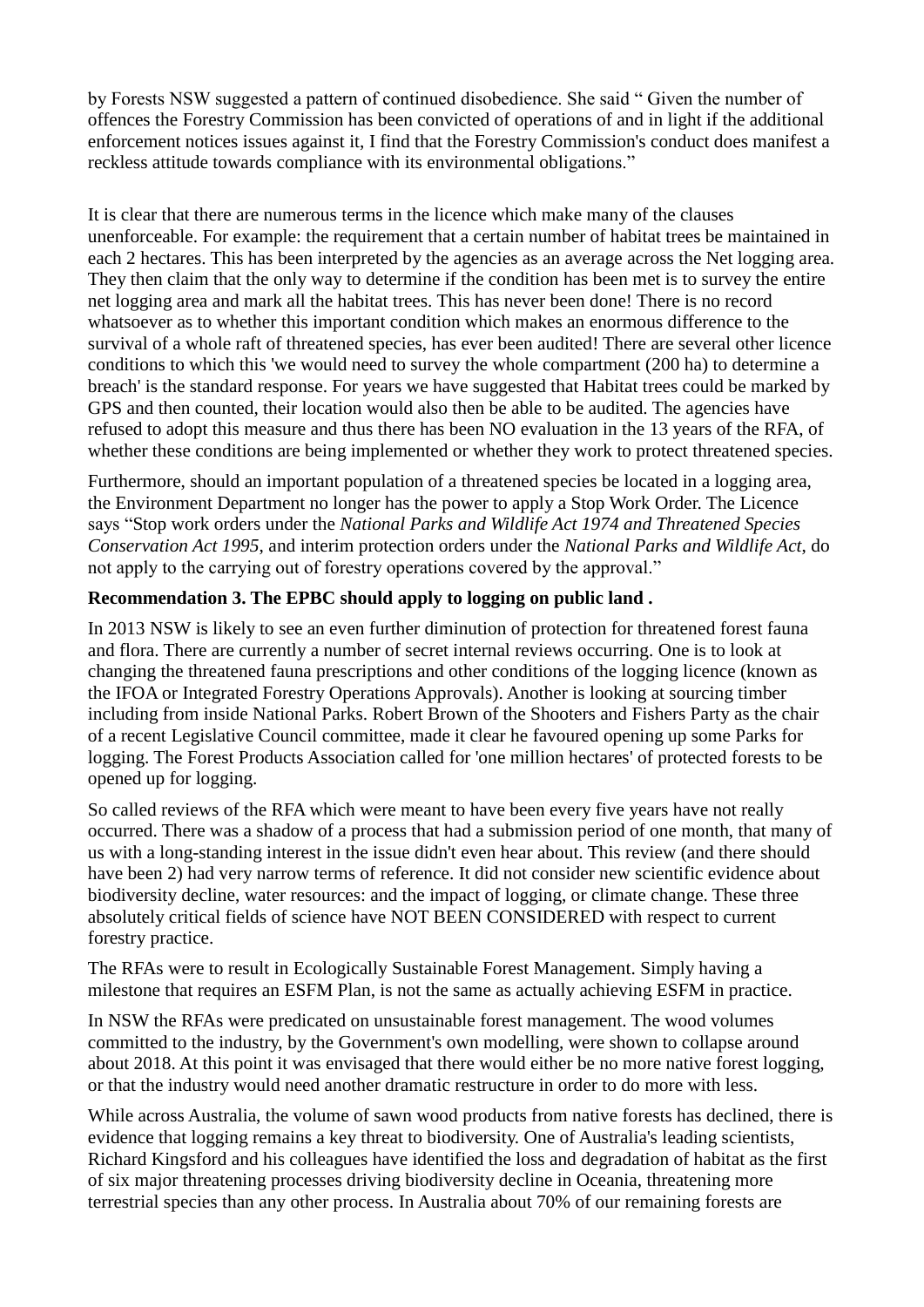by Forests NSW suggested a pattern of continued disobedience. She said " Given the number of offences the Forestry Commission has been convicted of operations of and in light if the additional enforcement notices issues against it, I find that the Forestry Commission's conduct does manifest a reckless attitude towards compliance with its environmental obligations."

It is clear that there are numerous terms in the licence which make many of the clauses unenforceable. For example: the requirement that a certain number of habitat trees be maintained in each 2 hectares. This has been interpreted by the agencies as an average across the Net logging area. They then claim that the only way to determine if the condition has been met is to survey the entire net logging area and mark all the habitat trees. This has never been done! There is no record whatsoever as to whether this important condition which makes an enormous difference to the survival of a whole raft of threatened species, has ever been audited! There are several other licence conditions to which this 'we would need to survey the whole compartment (200 ha) to determine a breach' is the standard response. For years we have suggested that Habitat trees could be marked by GPS and then counted, their location would also then be able to be audited. The agencies have refused to adopt this measure and thus there has been NO evaluation in the 13 years of the RFA, of whether these conditions are being implemented or whether they work to protect threatened species.

Furthermore, should an important population of a threatened species be located in a logging area, the Environment Department no longer has the power to apply a Stop Work Order. The Licence says "Stop work orders under the *National Parks and Wildlife Act 1974 and Threatened Species Conservation Act 1995*, and interim protection orders under the *National Parks and Wildlife Act*, do not apply to the carrying out of forestry operations covered by the approval."

**Recommendation 3. The EPBC should apply to logging on public land .**

In 2013 NSW is likely to see an even further diminution of protection for threatened forest fauna and flora. There are currently a number of secret internal reviews occurring. One is to look at changing the threatened fauna prescriptions and other conditions of the logging licence (known as the IFOA or Integrated Forestry Operations Approvals). Another is looking at sourcing timber including from inside National Parks. Robert Brown of the Shooters and Fishers Party as the chair of a recent Legislative Council committee, made it clear he favoured opening up some Parks for logging. The Forest Products Association called for 'one million hectares' of protected forests to be opened up for logging.

So called reviews of the RFA which were meant to have been every five years have not really occurred. There was a shadow of a process that had a submission period of one month, that many of us with a long-standing interest in the issue didn't even hear about. This review (and there should have been 2) had very narrow terms of reference. It did not consider new scientific evidence about biodiversity decline, water resources: and the impact of logging, or climate change. These three absolutely critical fields of science have NOT BEEN CONSIDERED with respect to current forestry practice.

The RFAs were to result in Ecologically Sustainable Forest Management. Simply having a milestone that requires an ESFM Plan, is not the same as actually achieving ESFM in practice.

In NSW the RFAs were predicated on unsustainable forest management. The wood volumes committed to the industry, by the Government's own modelling, were shown to collapse around about 2018. At this point it was envisaged that there would either be no more native forest logging, or that the industry would need another dramatic restructure in order to do more with less.

While across Australia, the volume of sawn wood products from native forests has declined, there is evidence that logging remains a key threat to biodiversity. One of Australia's leading scientists, Richard Kingsford and his colleagues have identified the loss and degradation of habitat as the first of six major threatening processes driving biodiversity decline in Oceania, threatening more terrestrial species than any other process. In Australia about 70% of our remaining forests are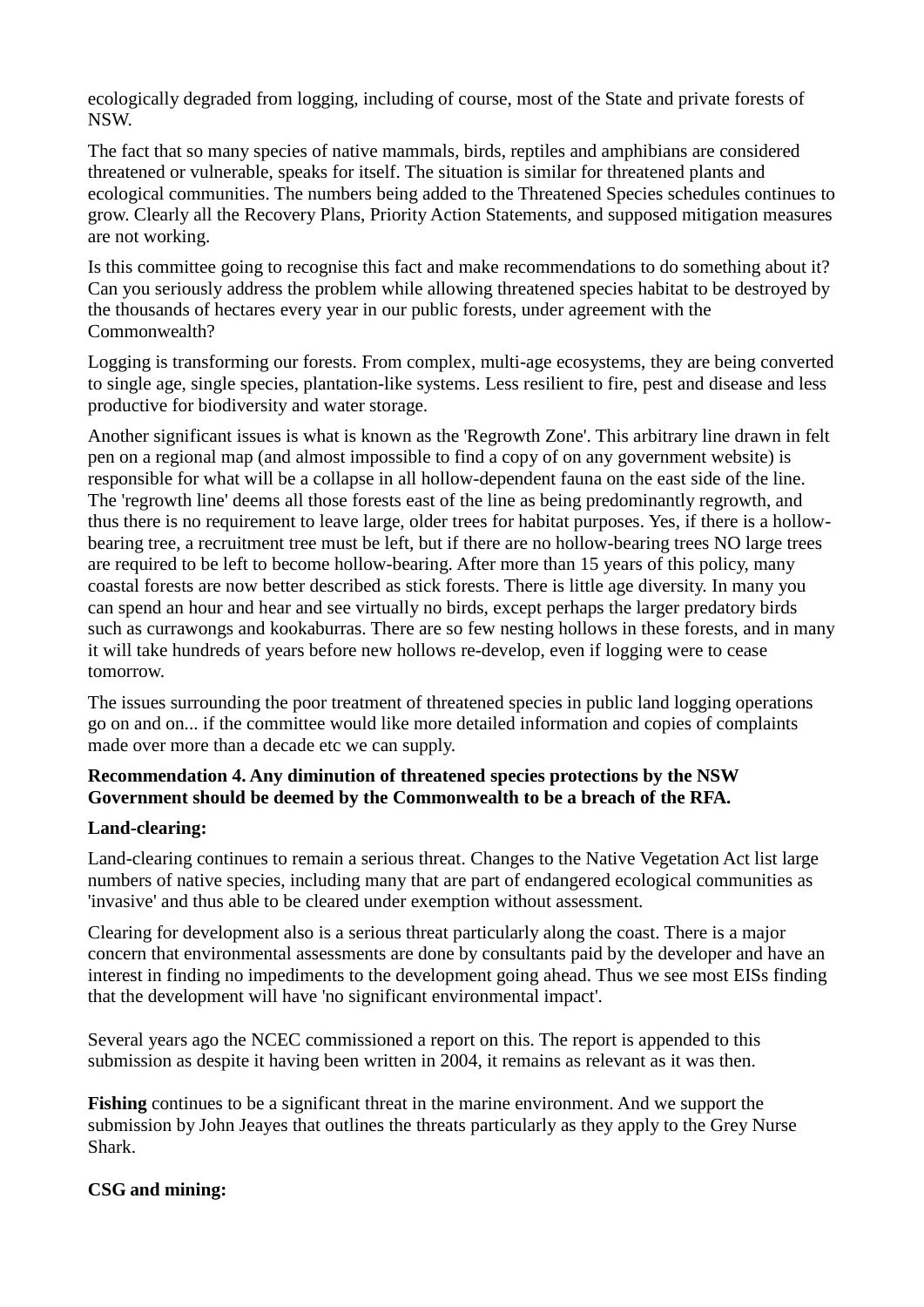ecologically degraded from logging, including of course, most of the State and private forests of NSW.

The fact that so many species of native mammals, birds, reptiles and amphibians are considered threatened or vulnerable, speaks for itself. The situation is similar for threatened plants and ecological communities. The numbers being added to the Threatened Species schedules continues to grow. Clearly all the Recovery Plans, Priority Action Statements, and supposed mitigation measures are not working.

Is this committee going to recognise this fact and make recommendations to do something about it? Can you seriously address the problem while allowing threatened species habitat to be destroyed by the thousands of hectares every year in our public forests, under agreement with the Commonwealth?

Logging is transforming our forests. From complex, multi-age ecosystems, they are being converted to single age, single species, plantation-like systems. Less resilient to fire, pest and disease and less productive for biodiversity and water storage.

Another significant issues is what is known as the 'Regrowth Zone'. This arbitrary line drawn in felt pen on a regional map (and almost impossible to find a copy of on any government website) is responsible for what will be a collapse in all hollow-dependent fauna on the east side of the line. The 'regrowth line' deems all those forests east of the line as being predominantly regrowth, and thus there is no requirement to leave large, older trees for habitat purposes. Yes, if there is a hollow-bearing tree, a recruitment tree must be left, but if there are no hollow-bearing trees NO large trees are required to be left to become hollow-bearing. After more than 15 years of this policy, many coastal forests are now better described as stick forests. There is little age diversity. In many you can spend an hour and hear and see virtually no birds, except perhaps the larger predatory birds such as currawongs and kookaburras. There are so few nesting hollows in these forests, and in many it will take hundreds of years before new hollows re-develop, even if logging were to cease tomorrow.

The issues surrounding the poor treatment of threatened species in public land logging operations go on and on... if the committee would like more detailed information and copies of complaints made over more than a decade etc we can supply.

**Recommendation 4. Any diminution of threatened species protections by the NSW Government should be deemed by the Commonwealth to be a breach of the RFA.**

**Land-clearing:**

Land-clearing continues to remain a serious threat. Changes to the Native Vegetation Act list large numbers of native species, including many that are part of endangered ecological communities as 'invasive' and thus able to be cleared under exemption without assessment.

Clearing for development also is a serious threat particularly along the coast. There is a major concern that environmental assessments are done by consultants paid by the developer and have an interest in finding no impediments to the development going ahead. Thus we see most EISs finding that the development will have 'no significant environmental impact'.

Several years ago the NCEC commissioned a report on this. The report is appended to this submission as despite it having been written in 2004, it remains as relevant as it was then.

**Fishing** continues to be a significant threat in the marine environment. And we support the submission by John Jeayes that outlines the threats particularly as they apply to the Grey Nurse Shark.

**CSG and mining:**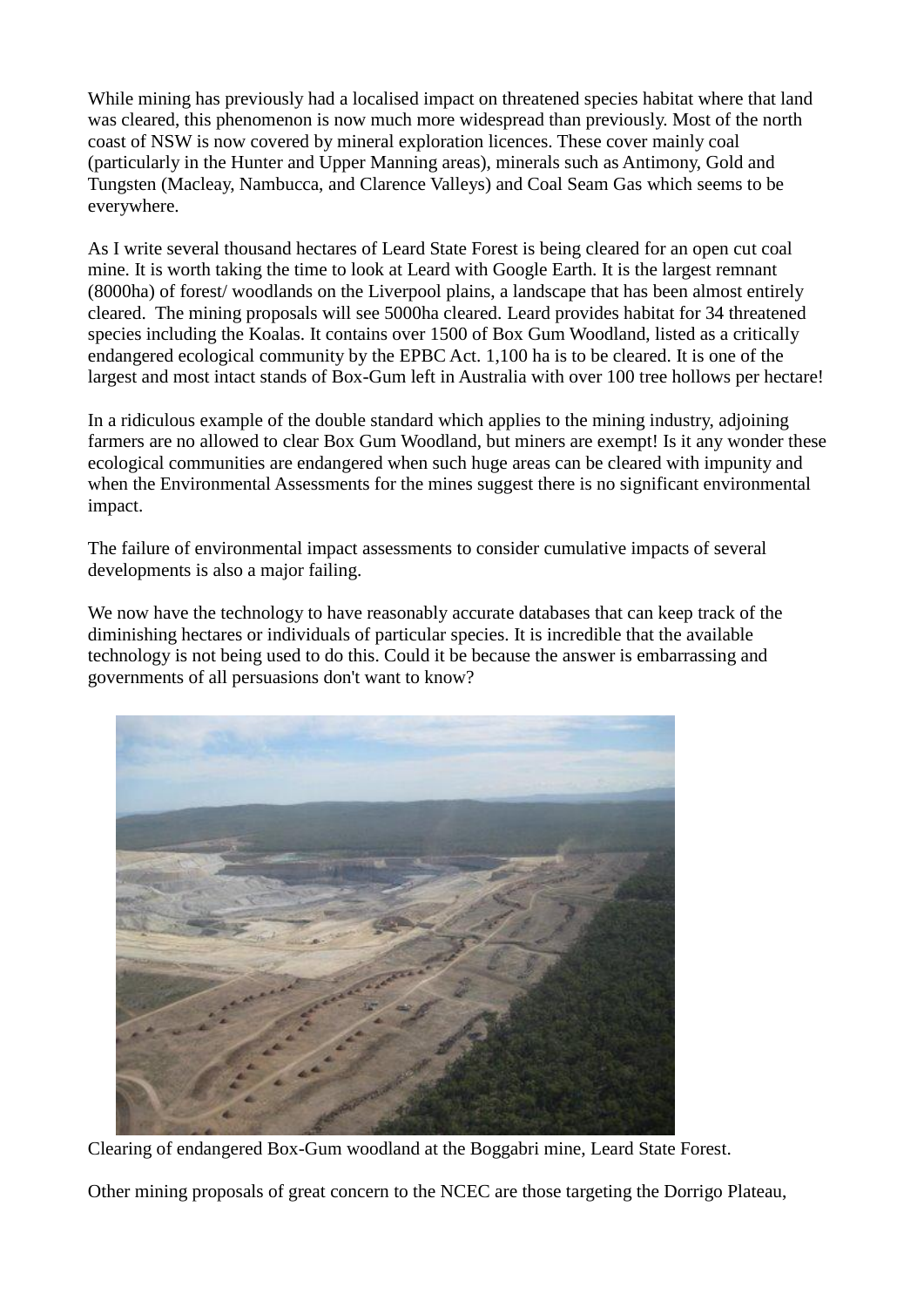While mining has previously had a localised impact on threatened species habitat where that land was cleared, this phenomenon is now much more widespread than previously. Most of the north coast of NSW is now covered by mineral exploration licences. These cover mainly coal (particularly in the Hunter and Upper Manning areas), minerals such as Antimony, Gold and Tungsten (Macleay, Nambucca, and Clarence Valleys) and Coal Seam Gas which seems to be everywhere.

As I write several thousand hectares of Leard State Forest is being cleared for an open cut coal mine. It is worth taking the time to look at Leard with Google Earth. It is the largest remnant (8000ha) of forest/ woodlands on the Liverpool plains, a landscape that has been almost entirely cleared. The mining proposals will see 5000ha cleared. Leard provides habitat for 34 threatened species including the Koalas. It contains over 1500 of Box Gum Woodland, listed as a critically endangered ecological community by the EPBC Act. 1,100 ha is to be cleared. It is one of the largest and most intact stands of Box-Gum left in Australia with over 100 tree hollows per hectare!

In a ridiculous example of the double standard which applies to the mining industry, adjoining farmers are no allowed to clear Box Gum Woodland, but miners are exempt! Is it any wonder these ecological communities are endangered when such huge areas can be cleared with impunity and when the Environmental Assessments for the mines suggest there is no significant environmental impact.

The failure of environmental impact assessments to consider cumulative impacts of several developments is also a major failing.

We now have the technology to have reasonably accurate databases that can keep track of the diminishing hectares or individuals of particular species. It is incredible that the available technology is not being used to do this. Could it be because the answer is embarrassing and governments of all persuasions don't want to know?

Clearing of endangered Box-Gum woodland at the Boggabri mine, Leard State Forest.

Other mining proposals of great concern to the NCEC are those targeting the Dorrigo Plateau,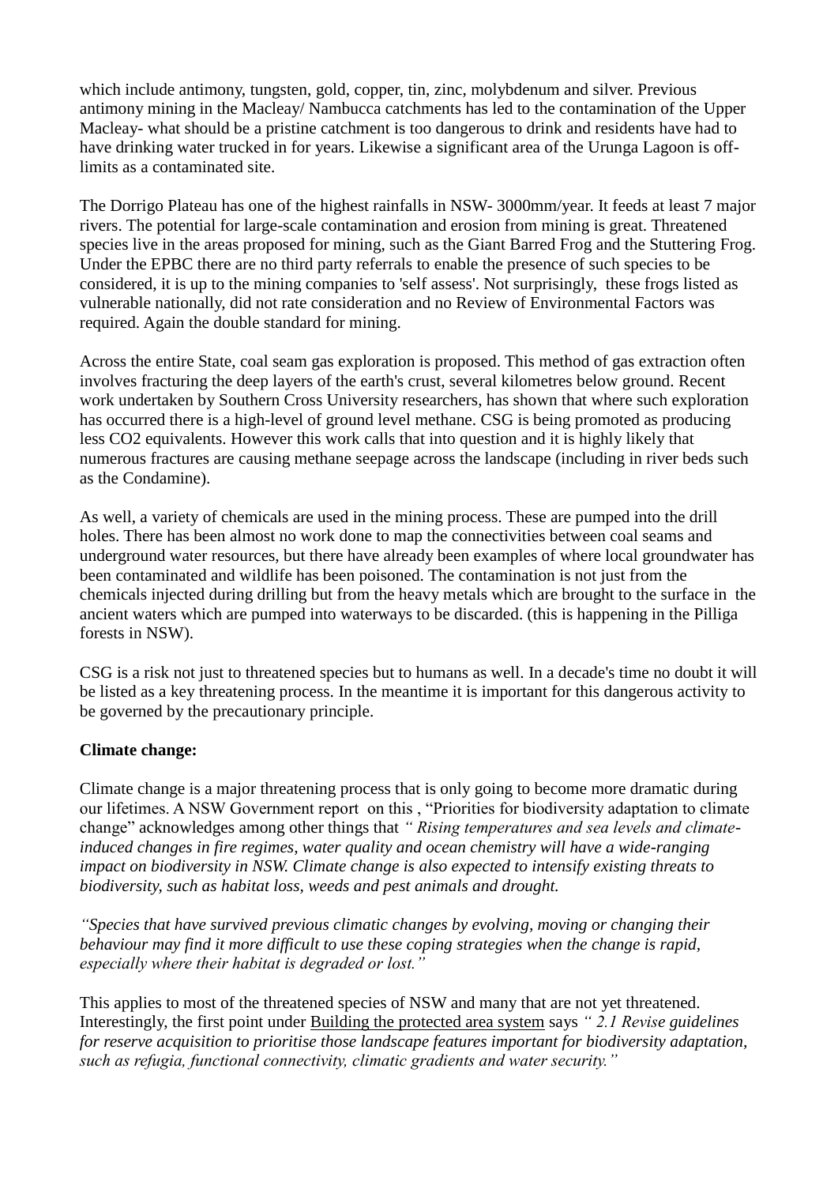which include antimony, tungsten, gold, copper, tin, zinc, molybdenum and silver. Previous antimony mining in the Macleay/ Nambucca catchments has led to the contamination of the Upper Macleay- what should be a pristine catchment is too dangerous to drink and residents have had to have drinking water trucked in for years. Likewise a significant area of the Urunga Lagoon is off-limits as a contaminated site.

The Dorrigo Plateau has one of the highest rainfalls in NSW- 3000mm/year. It feeds at least 7 major rivers. The potential for large-scale contamination and erosion from mining is great. Threatened species live in the areas proposed for mining, such as the Giant Barred Frog and the Stuttering Frog. Under the EPBC there are no third party referrals to enable the presence of such species to be considered, it is up to the mining companies to 'self assess'. Not surprisingly, these frogs listed as vulnerable nationally, did not rate consideration and no Review of Environmental Factors was required. Again the double standard for mining.

Across the entire State, coal seam gas exploration is proposed. This method of gas extraction often involves fracturing the deep layers of the earth's crust, several kilometres below ground. Recent work undertaken by Southern Cross University researchers, has shown that where such exploration has occurred there is a high-level of ground level methane. CSG is being promoted as producing less $CO_2$ equivalents. However this work calls that into question and it is highly likely that numerous fractures are causing methane seepage across the landscape (including in river beds such as the Condamine).

As well, a variety of chemicals are used in the mining process. These are pumped into the drill holes. There has been almost no work done to map the connectivities between coal seams and underground water resources, but there have already been examples of where local groundwater has been contaminated and wildlife has been poisoned. The contamination is not just from the chemicals injected during drilling but from the heavy metals which are brought to the surface in the ancient waters which are pumped into waterways to be discarded. (this is happening in the Pilliga forests in NSW).

CSG is a risk not just to threatened species but to humans as well. In a decade's time no doubt it will be listed as a key threatening process. In the meantime it is important for this dangerous activity to be governed by the precautionary principle.

**Climate change:**

Climate change is a major threatening process that is only going to become more dramatic during our lifetimes. A NSW Government report on this , "Priorities for biodiversity adaptation to climate change" acknowledges among other things that *" Rising temperatures and sea levels and climate-induced changes in fire regimes, water quality and ocean chemistry will have a wide-ranging impact on biodiversity in NSW. Climate change is also expected to intensify existing threats to biodiversity, such as habitat loss, weeds and pest animals and drought.*

*"Species that have survived previous climatic changes by evolving, moving or changing their behaviour may find it more difficult to use these coping strategies when the change is rapid, especially where their habitat is degraded or lost."*

This applies to most of the threatened species of NSW and many that are not yet threatened. Interestingly, the first point under Building the protected area system says *" 2.1 Revise guidelines for reserve acquisition to prioritise those landscape features important for biodiversity adaptation, such as refugia, functional connectivity, climatic gradients and water security."*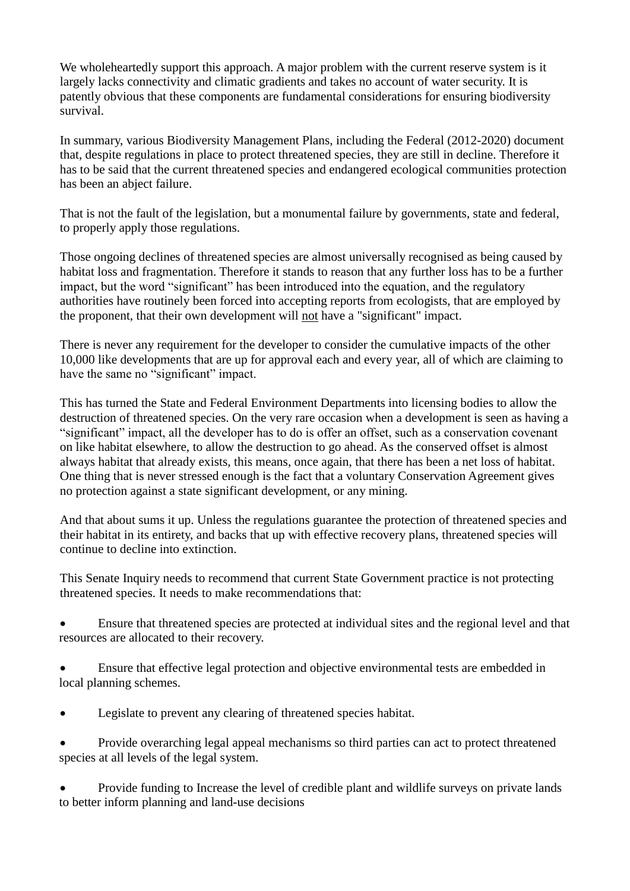We wholeheartedly support this approach. A major problem with the current reserve system is it largely lacks connectivity and climatic gradients and takes no account of water security. It is patently obvious that these components are fundamental considerations for ensuring biodiversity survival.

In summary, various Biodiversity Management Plans, including the Federal (2012-2020) document that, despite regulations in place to protect threatened species, they are still in decline. Therefore it has to be said that the current threatened species and endangered ecological communities protection has been an abject failure.

That is not the fault of the legislation, but a monumental failure by governments, state and federal, to properly apply those regulations.

Those ongoing declines of threatened species are almost universally recognised as being caused by habitat loss and fragmentation. Therefore it stands to reason that any further loss has to be a further impact, but the word "significant" has been introduced into the equation, and the regulatory authorities have routinely been forced into accepting reports from ecologists, that are employed by the proponent, that their own development will <u>not</u> have a "significant" impact.

There is never any requirement for the developer to consider the cumulative impacts of the other 10,000 like developments that are up for approval each and every year, all of which are claiming to have the same no "significant" impact.

This has turned the State and Federal Environment Departments into licensing bodies to allow the destruction of threatened species. On the very rare occasion when a development is seen as having a "significant" impact, all the developer has to do is offer an offset, such as a conservation covenant on like habitat elsewhere, to allow the destruction to go ahead. As the conserved offset is almost always habitat that already exists, this means, once again, that there has been a net loss of habitat. One thing that is never stressed enough is the fact that a voluntary Conservation Agreement gives no protection against a state significant development, or any mining.

And that about sums it up. Unless the regulations guarantee the protection of threatened species and their habitat in its entirety, and backs that up with effective recovery plans, threatened species will continue to decline into extinction.

This Senate Inquiry needs to recommend that current State Government practice is not protecting threatened species. It needs to make recommendations that:

- Ensure that threatened species are protected at individual sites and the regional level and that resources are allocated to their recovery.
- Ensure that effective legal protection and objective environmental tests are embedded in local planning schemes.
- Legislate to prevent any clearing of threatened species habitat.
- Provide overarching legal appeal mechanisms so third parties can act to protect threatened species at all levels of the legal system.
- Provide funding to Increase the level of credible plant and wildlife surveys on private lands to better inform planning and land-use decisions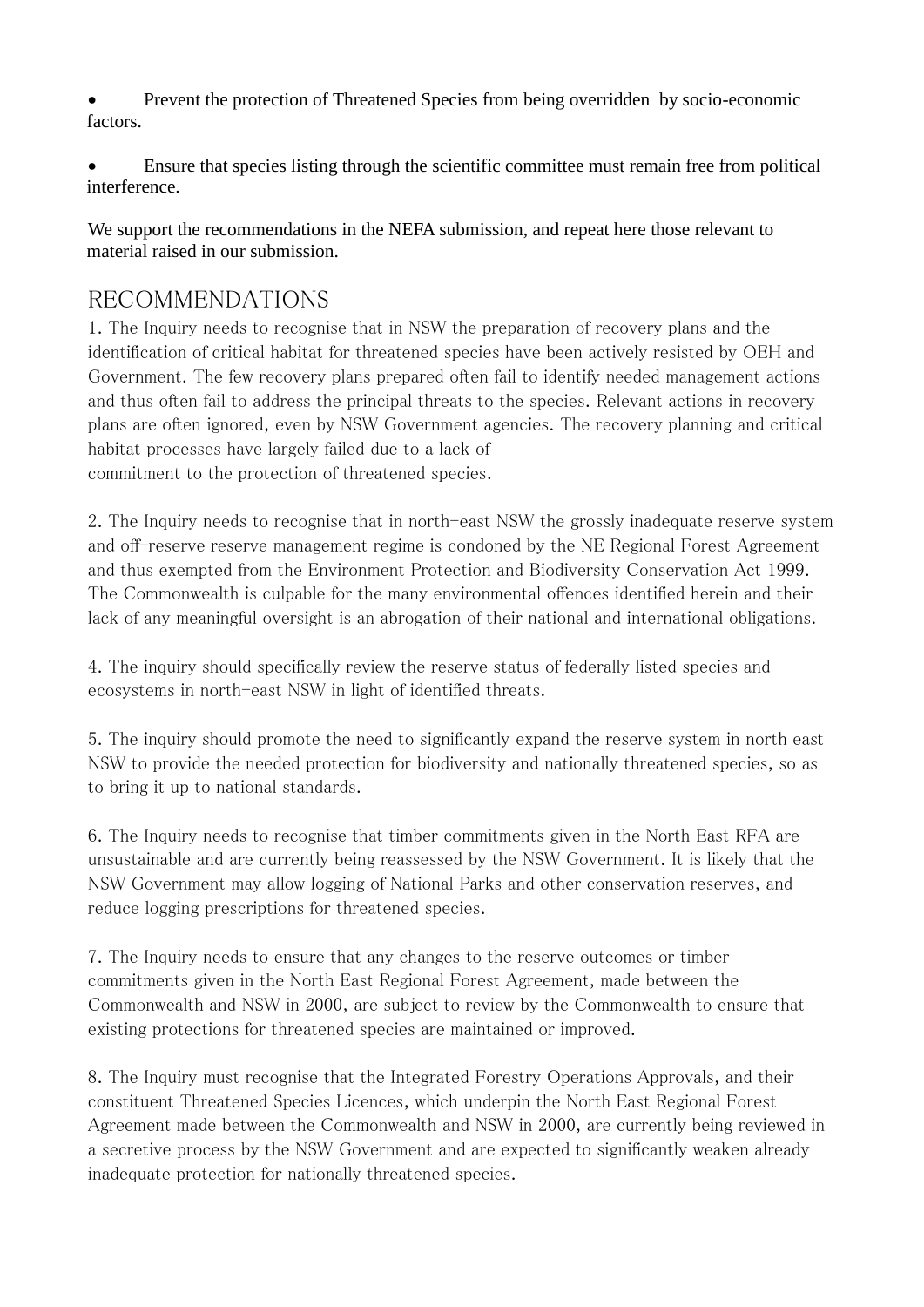- Prevent the protection of Threatened Species from being overridden by socio-economic factors.

- Ensure that species listing through the scientific committee must remain free from political interference.

We support the recommendations in the NEFA submission, and repeat here those relevant to material raised in our submission.

## RECOMMENDATIONS

1. The Inquiry needs to recognise that in NSW the preparation of recovery plans and the identification of critical habitat for threatened species have been actively resisted by OEH and Government. The few recovery plans prepared often fail to identify needed management actions and thus often fail to address the principal threats to the species. Relevant actions in recovery plans are often ignored, even by NSW Government agencies. The recovery planning and critical habitat processes have largely failed due to a lack of commitment to the protection of threatened species.

2. The Inquiry needs to recognise that in north-east NSW the grossly inadequate reserve system and off-reserve reserve management regime is condoned by the NE Regional Forest Agreement and thus exempted from the Environment Protection and Biodiversity Conservation Act 1999. The Commonwealth is culpable for the many environmental offences identified herein and their lack of any meaningful oversight is an abrogation of their national and international obligations.

4. The inquiry should specifically review the reserve status of federally listed species and ecosystems in north-east NSW in light of identified threats.

5. The inquiry should promote the need to significantly expand the reserve system in north east NSW to provide the needed protection for biodiversity and nationally threatened species, so as to bring it up to national standards.

6. The Inquiry needs to recognise that timber commitments given in the North East RFA are unsustainable and are currently being reassessed by the NSW Government. It is likely that the NSW Government may allow logging of National Parks and other conservation reserves, and reduce logging prescriptions for threatened species.

7. The Inquiry needs to ensure that any changes to the reserve outcomes or timber commitments given in the North East Regional Forest Agreement, made between the Commonwealth and NSW in 2000, are subject to review by the Commonwealth to ensure that existing protections for threatened species are maintained or improved.

8. The Inquiry must recognise that the Integrated Forestry Operations Approvals, and their constituent Threatened Species Licences, which underpin the North East Regional Forest Agreement made between the Commonwealth and NSW in 2000, are currently being reviewed in a secretive process by the NSW Government and are expected to significantly weaken already inadequate protection for nationally threatened species.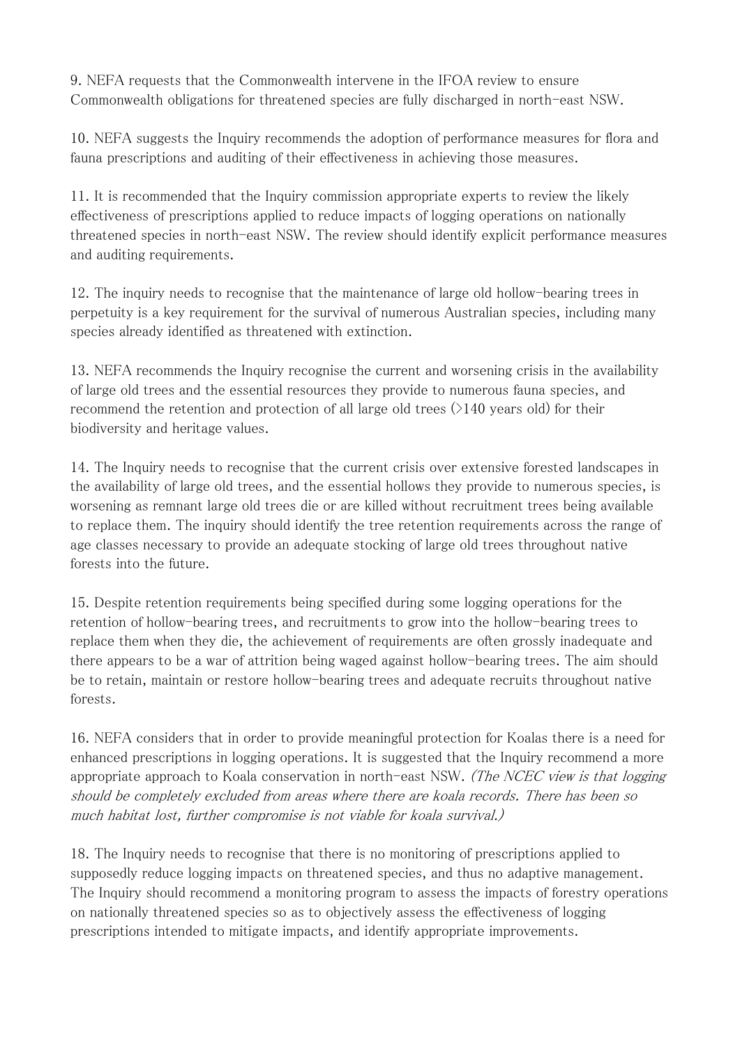9. NEFA requests that the Commonwealth intervene in the IFOA review to ensure Commonwealth obligations for threatened species are fully discharged in north-east NSW.

10. NEFA suggests the Inquiry recommends the adoption of performance measures for flora and fauna prescriptions and auditing of their effectiveness in achieving those measures.

11. It is recommended that the Inquiry commission appropriate experts to review the likely effectiveness of prescriptions applied to reduce impacts of logging operations on nationally threatened species in north-east NSW. The review should identify explicit performance measures and auditing requirements.

12. The inquiry needs to recognise that the maintenance of large old hollow-bearing trees in perpetuity is a key requirement for the survival of numerous Australian species, including many species already identified as threatened with extinction.

13. NEFA recommends the Inquiry recognise the current and worsening crisis in the availability of large old trees and the essential resources they provide to numerous fauna species, and recommend the retention and protection of all large old trees (>140 years old) for their biodiversity and heritage values.

14. The Inquiry needs to recognise that the current crisis over extensive forested landscapes in the availability of large old trees, and the essential hollows they provide to numerous species, is worsening as remnant large old trees die or are killed without recruitment trees being available to replace them. The inquiry should identify the tree retention requirements across the range of age classes necessary to provide an adequate stocking of large old trees throughout native forests into the future.

15. Despite retention requirements being specified during some logging operations for the retention of hollow-bearing trees, and recruitments to grow into the hollow-bearing trees to replace them when they die, the achievement of requirements are often grossly inadequate and there appears to be a war of attrition being waged against hollow-bearing trees. The aim should be to retain, maintain or restore hollow-bearing trees and adequate recruits throughout native forests.

16. NEFA considers that in order to provide meaningful protection for Koalas there is a need for enhanced prescriptions in logging operations. It is suggested that the Inquiry recommend a more appropriate approach to Koala conservation in north-east NSW. *(The NCEC view is that logging should be completely excluded from areas where there are koala records. There has been so much habitat lost, further compromise is not viable for koala survival.)*

18. The Inquiry needs to recognise that there is no monitoring of prescriptions applied to supposedly reduce logging impacts on threatened species, and thus no adaptive management. The Inquiry should recommend a monitoring program to assess the impacts of forestry operations on nationally threatened species so as to objectively assess the effectiveness of logging prescriptions intended to mitigate impacts, and identify appropriate improvements.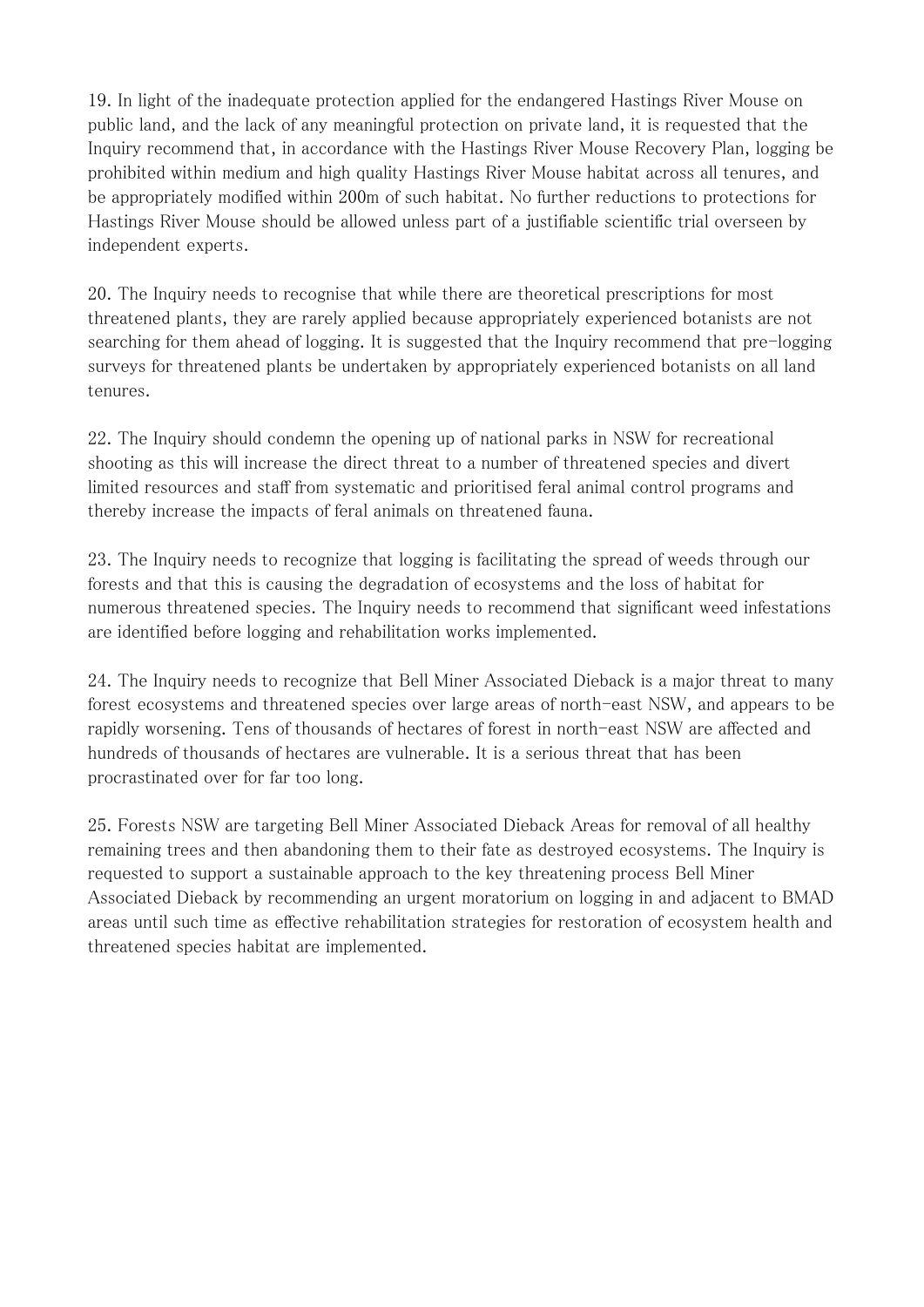19. In light of the inadequate protection applied for the endangered Hastings River Mouse on public land, and the lack of any meaningful protection on private land, it is requested that the Inquiry recommend that, in accordance with the Hastings River Mouse Recovery Plan, logging be prohibited within medium and high quality Hastings River Mouse habitat across all tenures, and be appropriately modified within 200m of such habitat. No further reductions to protections for Hastings River Mouse should be allowed unless part of a justifiable scientific trial overseen by independent experts.

20. The Inquiry needs to recognise that while there are theoretical prescriptions for most threatened plants, they are rarely applied because appropriately experienced botanists are not searching for them ahead of logging. It is suggested that the Inquiry recommend that pre-logging surveys for threatened plants be undertaken by appropriately experienced botanists on all land tenures.

22. The Inquiry should condemn the opening up of national parks in NSW for recreational shooting as this will increase the direct threat to a number of threatened species and divert limited resources and staff from systematic and prioritised feral animal control programs and thereby increase the impacts of feral animals on threatened fauna.

23. The Inquiry needs to recognize that logging is facilitating the spread of weeds through our forests and that this is causing the degradation of ecosystems and the loss of habitat for numerous threatened species. The Inquiry needs to recommend that significant weed infestations are identified before logging and rehabilitation works implemented.

24. The Inquiry needs to recognize that Bell Miner Associated Dieback is a major threat to many forest ecosystems and threatened species over large areas of north-east NSW, and appears to be rapidly worsening. Tens of thousands of hectares of forest in north-east NSW are affected and hundreds of thousands of hectares are vulnerable. It is a serious threat that has been procrastinated over for far too long.

25. Forests NSW are targeting Bell Miner Associated Dieback Areas for removal of all healthy remaining trees and then abandoning them to their fate as destroyed ecosystems. The Inquiry is requested to support a sustainable approach to the key threatening process Bell Miner Associated Dieback by recommending an urgent moratorium on logging in and adjacent to BMAD areas until such time as effective rehabilitation strategies for restoration of ecosystem health and threatened species habitat are implemented.